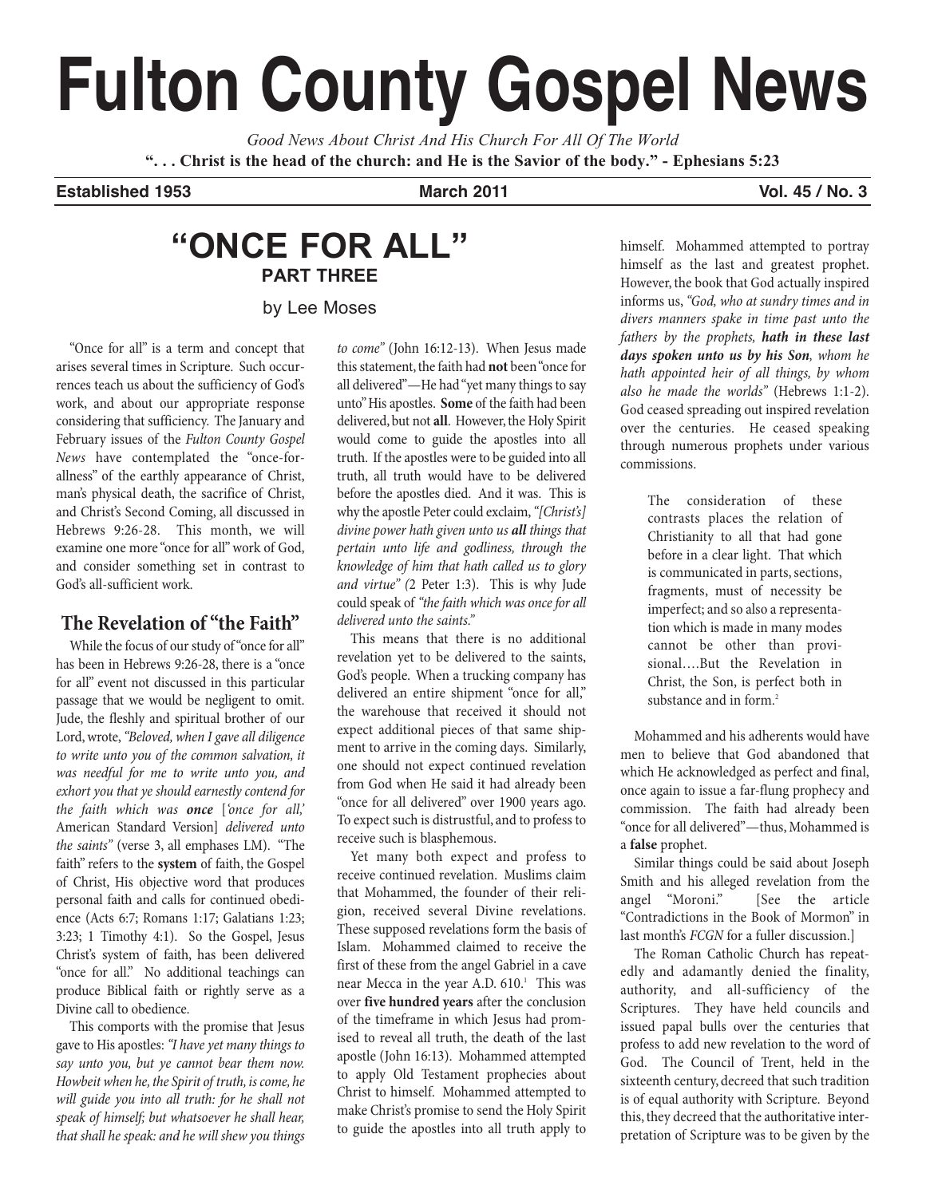# Fulton County Gospel News

*Good News About Christ And His Church For All Of The World*

**". . . Christ is the head of the church: and He is the Savior of the body." - Ephesians 5:23**

**Established 1953** | **March 2011** | **Vol. 45 / No. 3**

## "ONCE FOR ALL"

### PART THREE

by Lee Moses

"Once for all" is a term and concept that arises several times in Scripture. Such occurrences teach us about the sufficiency of God's work, and about our appropriate response considering that sufficiency. The January and February issues of the *Fulton County Gospel News* have contemplated the "once-for-allness" of the earthly appearance of Christ, man's physical death, the sacrifice of Christ, and Christ's Second Coming, all discussed in Hebrews 9:26-28. This month, we will examine one more "once for all" work of God, and consider something set in contrast to God's all-sufficient work.

### The Revelation of "the Faith"

While the focus of our study of "once for all" has been in Hebrews 9:26-28, there is a "once for all" event not discussed in this particular passage that we would be negligent to omit. Jude, the fleshly and spiritual brother of our Lord, wrote, *"Beloved, when I gave all diligence to write unto you of the common salvation, it was needful for me to write unto you, and exhort you that ye should earnestly contend for the faith which was **once** ['once for all,'* American Standard Version] *delivered unto the saints"* (verse 3, all emphases LM). "The faith" refers to the **system** of faith, the Gospel of Christ, His objective word that produces personal faith and calls for continued obedience (Acts 6:7; Romans 1:17; Galatians 1:23; 3:23; 1 Timothy 4:1). So the Gospel, Jesus Christ's system of faith, has been delivered "once for all." No additional teachings can produce Biblical faith or rightly serve as a Divine call to obedience.

This comports with the promise that Jesus gave to His apostles: *"I have yet many things to say unto you, but ye cannot bear them now. Howbeit when he, the Spirit of truth, is come, he will guide you into all truth: for he shall not speak of himself; but whatsoever he shall hear, that shall he speak: and he will shew you things to come"* (John 16:12-13). When Jesus made this statement, the faith had **not** been "once for all delivered"—He had "yet many things to say unto" His apostles. **Some** of the faith had been delivered, but not **all**. However, the Holy Spirit would come to guide the apostles into all truth. If the apostles were to be guided into all truth, all truth would have to be delivered before the apostles died. And it was. This is why the apostle Peter could exclaim, *"[Christ's] divine power hath given unto us **all** things that pertain unto life and godliness, through the knowledge of him that hath called us to glory and virtue" (*2 Peter 1:3). This is why Jude could speak of *"the faith which was once for all delivered unto the saints."*

This means that there is no additional revelation yet to be delivered to the saints, God's people. When a trucking company has delivered an entire shipment "once for all," the warehouse that received it should not expect additional pieces of that same shipment to arrive in the coming days. Similarly, one should not expect continued revelation from God when He said it had already been "once for all delivered" over 1900 years ago. To expect such is distrustful, and to profess to receive such is blasphemous.

Yet many both expect and profess to receive continued revelation. Muslims claim that Mohammed, the founder of their religion, received several Divine revelations. These supposed revelations form the basis of Islam. Mohammed claimed to receive the first of these from the angel Gabriel in a cave near Mecca in the year A.D. 610.[1] This was over **five hundred years** after the conclusion of the timeframe in which Jesus had promised to reveal all truth, the death of the last apostle (John 16:13). Mohammed attempted to apply Old Testament prophecies about Christ to himself. Mohammed attempted to make Christ's promise to send the Holy Spirit to guide the apostles into all truth apply to himself. Mohammed attempted to portray himself as the last and greatest prophet. However, the book that God actually inspired informs us, *"God, who at sundry times and in divers manners spake in time past unto the fathers by the prophets, **hath in these last days spoken unto us by his Son**, whom he hath appointed heir of all things, by whom also he made the worlds"* (Hebrews 1:1-2). God ceased spreading out inspired revelation over the centuries. He ceased speaking through numerous prophets under various commissions.

> The consideration of these contrasts places the relation of Christianity to all that had gone before in a clear light. That which is communicated in parts, sections, fragments, must of necessity be imperfect; and so also a representation which is made in many modes cannot be other than provisional….But the Revelation in Christ, the Son, is perfect both in substance and in form.[2]

Mohammed and his adherents would have men to believe that God abandoned that which He acknowledged as perfect and final, once again to issue a far-flung prophecy and commission. The faith had already been "once for all delivered"—thus, Mohammed is a **false** prophet.

Similar things could be said about Joseph Smith and his alleged revelation from the angel "Moroni." [See the article "Contradictions in the Book of Mormon" in last month's *FCGN* for a fuller discussion.]

The Roman Catholic Church has repeatedly and adamantly denied the finality, authority, and all-sufficiency of the Scriptures. They have held councils and issued papal bulls over the centuries that profess to add new revelation to the word of God. The Council of Trent, held in the sixteenth century, decreed that such tradition is of equal authority with Scripture. Beyond this, they decreed that the authoritative interpretation of Scripture was to be given by the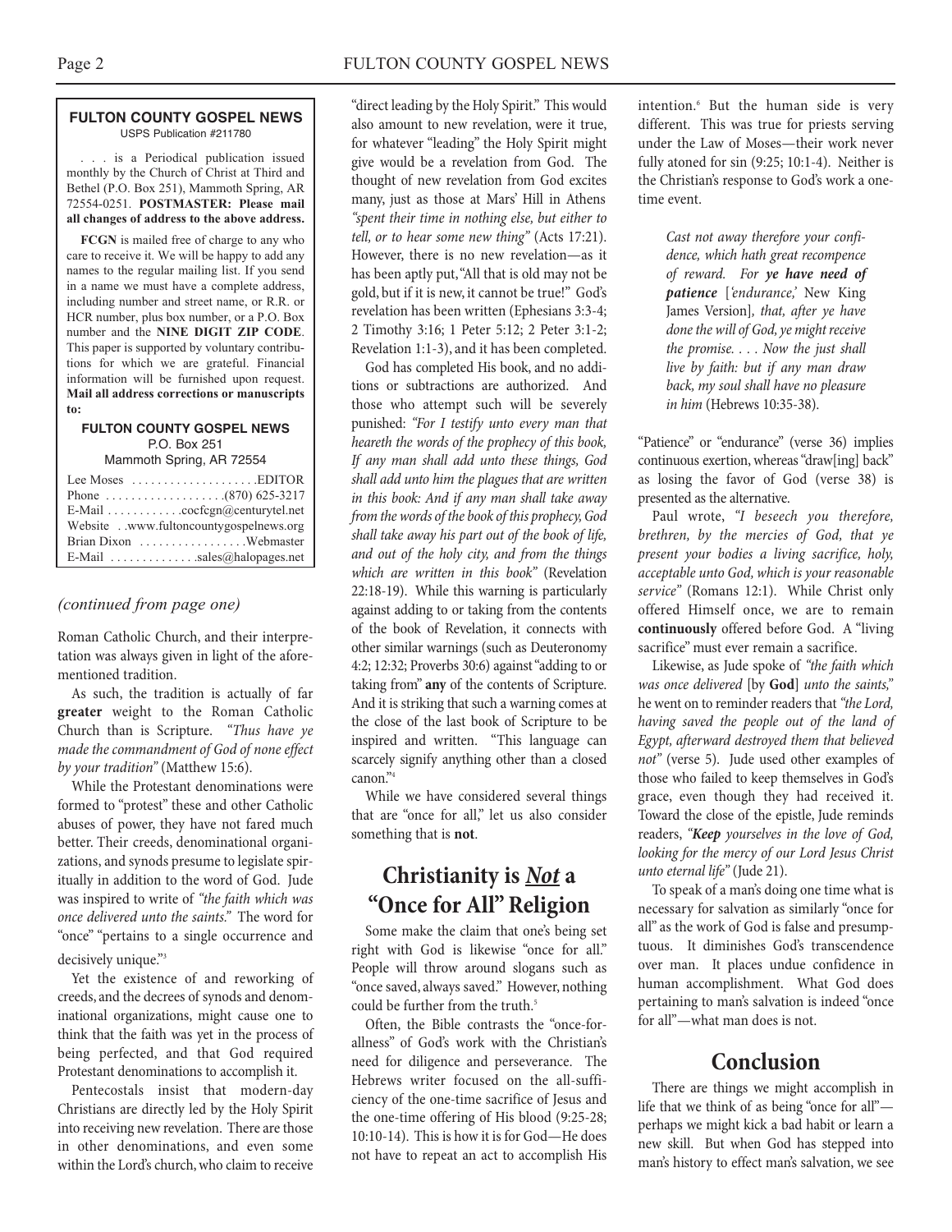**FULTON COUNTY GOSPEL NEWS**
USPS Publication #211780

. . . is a Periodical publication issued monthly by the Church of Christ at Third and Bethel (P.O. Box 251), Mammoth Spring, AR 72554-0251. **POSTMASTER: Please mail all changes of address to the above address.**

**FCGN** is mailed free of charge to any who care to receive it. We will be happy to add any names to the regular mailing list. If you send in a name we must have a complete address, including number and street name, or R.R. or HCR number, plus box number, or a P.O. Box number and the **NINE DIGIT ZIP CODE**. This paper is supported by voluntary contributions for which we are grateful. Financial information will be furnished upon request. **Mail all address corrections or manuscripts to:**

**FULTON COUNTY GOSPEL NEWS**
P.O. Box 251
Mammoth Spring, AR 72554

Lee Moses . . . . . . . . . . . . . . . . . . . .EDITOR
Phone . . . . . . . . . . . . . . . . . . .(870) 625-3217
E-Mail . . . . . . . . . . . .cocfcgn@centurytel.net
Website . .www.fultoncountygospelnews.org
Brian Dixon . . . . . . . . . . . . . . . . .Webmaster
E-Mail . . . . . . . . . . . . . .sales@halopages.net

*(continued from page one)*

Roman Catholic Church, and their interpretation was always given in light of the aforementioned tradition.

As such, the tradition is actually of far **greater** weight to the Roman Catholic Church than is Scripture. *"Thus have ye made the commandment of God of none effect by your tradition"* (Matthew 15:6).

While the Protestant denominations were formed to "protest" these and other Catholic abuses of power, they have not fared much better. Their creeds, denominational organizations, and synods presume to legislate spiritually in addition to the word of God. Jude was inspired to write of *"the faith which was once delivered unto the saints."* The word for "once" "pertains to a single occurrence and decisively unique."[3]

Yet the existence of and reworking of creeds, and the decrees of synods and denominational organizations, might cause one to think that the faith was yet in the process of being perfected, and that God required Protestant denominations to accomplish it.

Pentecostals insist that modern-day Christians are directly led by the Holy Spirit into receiving new revelation. There are those in other denominations, and even some within the Lord's church, who claim to receive "direct leading by the Holy Spirit." This would also amount to new revelation, were it true, for whatever "leading" the Holy Spirit might give would be a revelation from God. The thought of new revelation from God excites many, just as those at Mars' Hill in Athens *"spent their time in nothing else, but either to tell, or to hear some new thing"* (Acts 17:21). However, there is no new revelation—as it has been aptly put, "All that is old may not be gold, but if it is new, it cannot be true!" God's revelation has been written (Ephesians 3:3-4; 2 Timothy 3:16; 1 Peter 5:12; 2 Peter 3:1-2; Revelation 1:1-3), and it has been completed.

God has completed His book, and no additions or subtractions are authorized. And those who attempt such will be severely punished: *"For I testify unto every man that heareth the words of the prophecy of this book, If any man shall add unto these things, God shall add unto him the plagues that are written in this book: And if any man shall take away from the words of the book of this prophecy, God shall take away his part out of the book of life, and out of the holy city, and from the things which are written in this book"* (Revelation 22:18-19). While this warning is particularly against adding to or taking from the contents of the book of Revelation, it connects with other similar warnings (such as Deuteronomy 4:2; 12:32; Proverbs 30:6) against "adding to or taking from" **any** of the contents of Scripture. And it is striking that such a warning comes at the close of the last book of Scripture to be inspired and written. "This language can scarcely signify anything other than a closed canon."[4]

While we have considered several things that are "once for all," let us also consider something that is **not**.

## Christianity is *Not* a "Once for All" Religion

Some make the claim that one's being set right with God is likewise "once for all." People will throw around slogans such as "once saved, always saved." However, nothing could be further from the truth.[5]

Often, the Bible contrasts the "once-for-allness" of God's work with the Christian's need for diligence and perseverance. The Hebrews writer focused on the all-sufficiency of the one-time sacrifice of Jesus and the one-time offering of His blood (9:25-28; 10:10-14). This is how it is for God—He does not have to repeat an act to accomplish His intention.[6] But the human side is very different. This was true for priests serving under the Law of Moses—their work never fully atoned for sin (9:25; 10:1-4). Neither is the Christian's response to God's work a one-time event.

> *Cast not away therefore your confidence, which hath great recompence of reward. For **ye have need of patience** ['endurance,' New King James Version], that, after ye have done the will of God, ye might receive the promise. . . . Now the just shall live by faith: but if any man draw back, my soul shall have no pleasure in him* (Hebrews 10:35-38).

"Patience" or "endurance" (verse 36) implies continuous exertion, whereas "draw[ing] back" as losing the favor of God (verse 38) is presented as the alternative.

Paul wrote, *"I beseech you therefore, brethren, by the mercies of God, that ye present your bodies a living sacrifice, holy, acceptable unto God, which is your reasonable service"* (Romans 12:1). While Christ only offered Himself once, we are to remain **continuously** offered before God. A "living sacrifice" must ever remain a sacrifice.

Likewise, as Jude spoke of *"the faith which was once delivered* [by **God**] *unto the saints,"* he went on to reminder readers that *"the Lord, having saved the people out of the land of Egypt, afterward destroyed them that believed not"* (verse 5). Jude used other examples of those who failed to keep themselves in God's grace, even though they had received it. Toward the close of the epistle, Jude reminds readers, *"**Keep** yourselves in the love of God, looking for the mercy of our Lord Jesus Christ unto eternal life"* (Jude 21).

To speak of a man's doing one time what is necessary for salvation as similarly "once for all" as the work of God is false and presumptuous. It diminishes God's transcendence over man. It places undue confidence in human accomplishment. What God does pertaining to man's salvation is indeed "once for all"—what man does is not.

## Conclusion

There are things we might accomplish in life that we think of as being "once for all"—perhaps we might kick a bad habit or learn a new skill. But when God has stepped into man's history to effect man's salvation, we see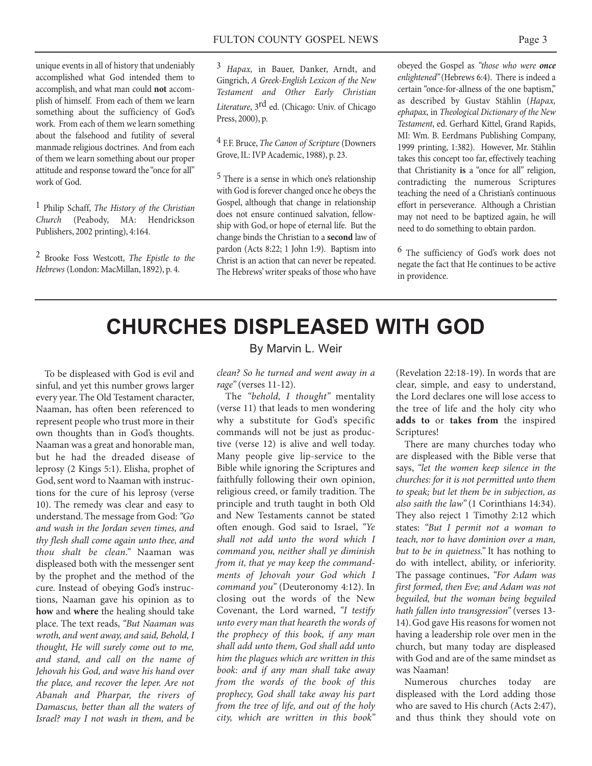unique events in all of history that undeniably accomplished what God intended them to accomplish, and what man could **not** accomplish of himself. From each of them we learn something about the sufficiency of God's work. From each of them we learn something about the falsehood and futility of several manmade religious doctrines. And from each of them we learn something about our proper attitude and response toward the "once for all" work of God.

[1] Philip Schaff, *The History of the Christian Church* (Peabody, MA: Hendrickson Publishers, 2002 printing), 4:164.

[2] Brooke Foss Westcott, *The Epistle to the Hebrews* (London: MacMillan, 1892), p. 4.

[3] *Hapax,* in Bauer, Danker, Arndt, and Gingrich, *A Greek-English Lexicon of the New Testament and Other Early Christian Literature*, 3rd ed. (Chicago: Univ. of Chicago Press, 2000), p.

[4] F.F. Bruce, *The Canon of Scripture* (Downers Grove, IL: IVP Academic, 1988), p. 23.

[5] There is a sense in which one's relationship with God is forever changed once he obeys the Gospel, although that change in relationship does not ensure continued salvation, fellowship with God, or hope of eternal life. But the change binds the Christian to a **second** law of pardon (Acts 8:22; 1 John 1:9). Baptism into Christ is an action that can never be repeated. The Hebrews' writer speaks of those who have obeyed the Gospel as *"those who were **once** enlightened"* (Hebrews 6:4). There is indeed a certain "once-for-allness of the one baptism," as described by Gustav Stählin (*Hapax, ephapax,* in *Theological Dictionary of the New Testament*, ed. Gerhard Kittel, Grand Rapids, MI: Wm. B. Eerdmans Publishing Company, 1999 printing, 1:382). However, Mr. Stählin takes this concept too far, effectively teaching that Christianity **is** a "once for all" religion, contradicting the numerous Scriptures teaching the need of a Christian's continuous effort in perseverance. Although a Christian may not need to be baptized again, he will need to do something to obtain pardon.

[6] The sufficiency of God's work does not negate the fact that He continues to be active in providence.

# CHURCHES DISPLEASED WITH GOD

By Marvin L. Weir

To be displeased with God is evil and sinful, and yet this number grows larger every year. The Old Testament character, Naaman, has often been referenced to represent people who trust more in their own thoughts than in God's thoughts. Naaman was a great and honorable man, but he had the dreaded disease of leprosy (2 Kings 5:1). Elisha, prophet of God, sent word to Naaman with instructions for the cure of his leprosy (verse 10). The remedy was clear and easy to understand. The message from God: *"Go and wash in the Jordan seven times, and thy flesh shall come again unto thee, and thou shalt be clean."* Naaman was displeased both with the messenger sent by the prophet and the method of the cure. Instead of obeying God's instructions, Naaman gave his opinion as to **how** and **where** the healing should take place. The text reads, *"But Naaman was wroth, and went away, and said, Behold, I thought, He will surely come out to me, and stand, and call on the name of Jehovah his God, and wave his hand over the place, and recover the leper. Are not Abanah and Pharpar, the rivers of Damascus, better than all the waters of Israel? may I not wash in them, and be clean? So he turned and went away in a rage"* (verses 11-12).

The *"behold, I thought"* mentality (verse 11) that leads to men wondering why a substitute for God's specific commands will not be just as productive (verse 12) is alive and well today. Many people give lip-service to the Bible while ignoring the Scriptures and faithfully following their own opinion, religious creed, or family tradition. The principle and truth taught in both Old and New Testaments cannot be stated often enough. God said to Israel, *"Ye shall not add unto the word which I command you, neither shall ye diminish from it, that ye may keep the commandments of Jehovah your God which I command you"* (Deuteronomy 4:12). In closing out the words of the New Covenant, the Lord warned, *"I testify unto every man that heareth the words of the prophecy of this book, if any man shall add unto them, God shall add unto him the plagues which are written in this book: and if any man shall take away from the words of the book of this prophecy, God shall take away his part from the tree of life, and out of the holy city, which are written in this book"* (Revelation 22:18-19). In words that are clear, simple, and easy to understand, the Lord declares one will lose access to the tree of life and the holy city who **adds to** or **takes from** the inspired Scriptures!

There are many churches today who are displeased with the Bible verse that says, *"let the women keep silence in the churches: for it is not permitted unto them to speak; but let them be in subjection, as also saith the law"* (1 Corinthians 14:34). They also reject 1 Timothy 2:12 which states: *"But I permit not a woman to teach, nor to have dominion over a man, but to be in quietness."* It has nothing to do with intellect, ability, or inferiority. The passage continues, *"For Adam was first formed, then Eve; and Adam was not beguiled, but the woman being beguiled hath fallen into transgression"* (verses 13-14). God gave His reasons for women not having a leadership role over men in the church, but many today are displeased with God and are of the same mindset as was Naaman!

Numerous churches today are displeased with the Lord adding those who are saved to His church (Acts 2:47), and thus think they should vote on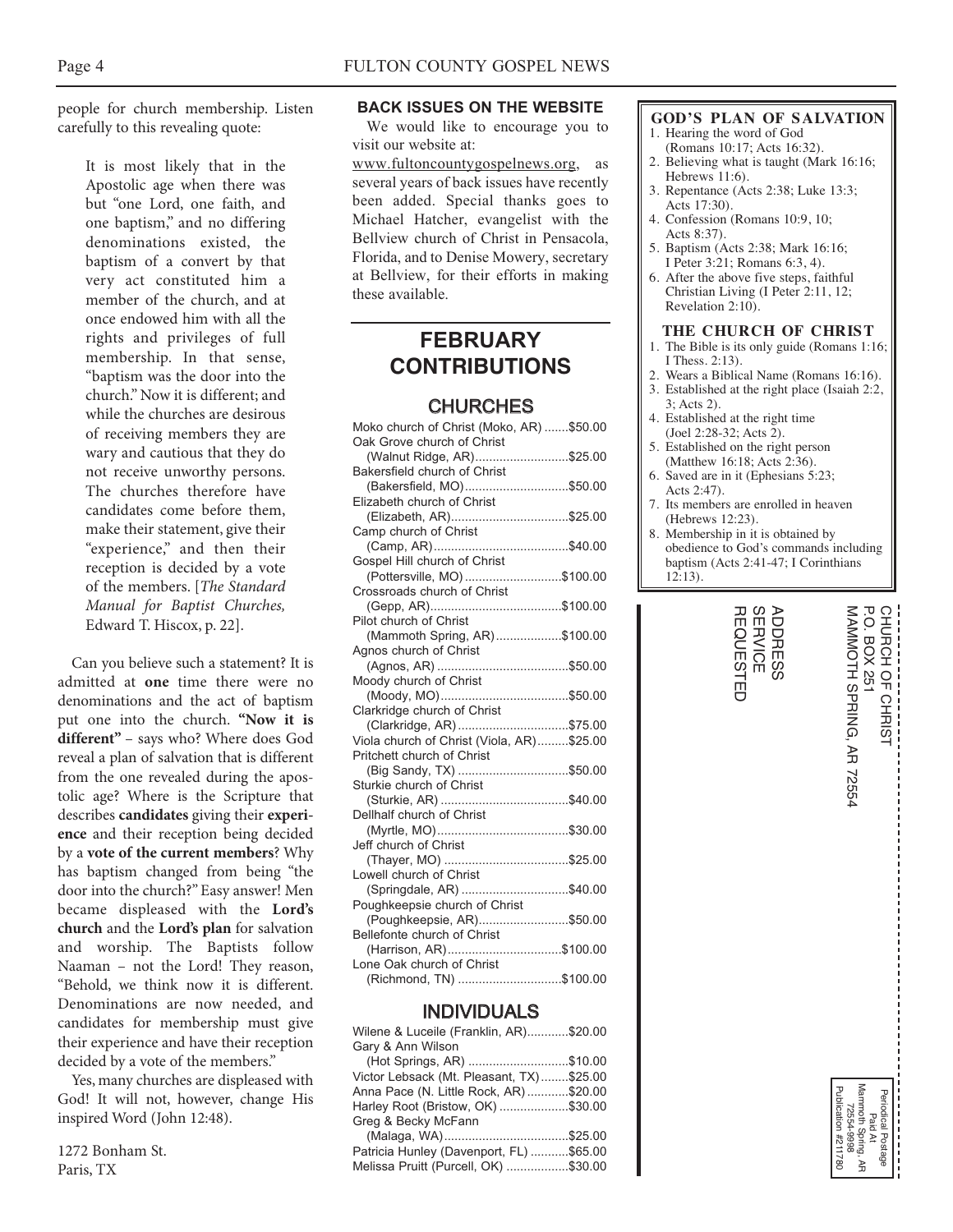people for church membership. Listen carefully to this revealing quote:

> It is most likely that in the Apostolic age when there was but "one Lord, one faith, and one baptism," and no differing denominations existed, the baptism of a convert by that very act constituted him a member of the church, and at once endowed him with all the rights and privileges of full membership. In that sense, "baptism was the door into the church." Now it is different; and while the churches are desirous of receiving members they are wary and cautious that they do not receive unworthy persons. The churches therefore have candidates come before them, make their statement, give their "experience," and then their reception is decided by a vote of the members. [*The Standard Manual for Baptist Churches,* Edward T. Hiscox, p. 22].

Can you believe such a statement? It is admitted at **one** time there were no denominations and the act of baptism put one into the church. **"Now it is different"** – says who? Where does God reveal a plan of salvation that is different from the one revealed during the apostolic age? Where is the Scripture that describes **candidates** giving their **experience** and their reception being decided by a **vote of the current members**? Why has baptism changed from being "the door into the church?" Easy answer! Men became displeased with the **Lord's church** and the **Lord's plan** for salvation and worship. The Baptists follow Naaman – not the Lord! They reason, "Behold, we think now it is different. Denominations are now needed, and candidates for membership must give their experience and have their reception decided by a vote of the members."

Yes, many churches are displeased with God! It will not, however, change His inspired Word (John 12:48).

1272 Bonham St.
Paris, TX

### BACK ISSUES ON THE WEBSITE

We would like to encourage you to visit our website at: www.fultoncountygospelnews.org, as several years of back issues have recently been added. Special thanks goes to Michael Hatcher, evangelist with the Bellview church of Christ in Pensacola, Florida, and to Denise Mowery, secretary at Bellview, for their efforts in making these available.

## FEBRUARY CONTRIBUTIONS

### CHURCHES

| | |
|---|---|
| Moko church of Christ (Moko, AR) | $50.00 |
| Oak Grove church of Christ (Walnut Ridge, AR) | $25.00 |
| Bakersfield church of Christ (Bakersfield, MO) | $50.00 |
| Elizabeth church of Christ (Elizabeth, AR) | $25.00 |
| Camp church of Christ (Camp, AR) | $40.00 |
| Gospel Hill church of Christ (Pottersville, MO) | $100.00 |
| Crossroads church of Christ (Gepp, AR) | $100.00 |
| Pilot church of Christ (Mammoth Spring, AR) | $100.00 |
| Agnos church of Christ (Agnos, AR) | $50.00 |
| Moody church of Christ (Moody, MO) | $50.00 |
| Clarkridge church of Christ (Clarkridge, AR) | $75.00 |
| Viola church of Christ (Viola, AR) | $25.00 |
| Pritchett church of Christ (Big Sandy, TX) | $50.00 |
| Sturkie church of Christ (Sturkie, AR) | $40.00 |
| Dellhalf church of Christ (Myrtle, MO) | $30.00 |
| Jeff church of Christ (Thayer, MO) | $25.00 |
| Lowell church of Christ (Springdale, AR) | $40.00 |
| Poughkeepsie church of Christ (Poughkeepsie, AR) | $50.00 |
| Bellefonte church of Christ (Harrison, AR) | $100.00 |
| Lone Oak church of Christ (Richmond, TN) | $100.00 |

### INDIVIDUALS

| | |
|---|---|
| Wilene & Luceile (Franklin, AR) | $20.00 |
| Gary & Ann Wilson (Hot Springs, AR) | $10.00 |
| Victor Lebsack (Mt. Pleasant, TX) | $25.00 |
| Anna Pace (N. Little Rock, AR) | $20.00 |
| Harley Root (Bristow, OK) | $30.00 |
| Greg & Becky McFann (Malaga, WA) | $25.00 |
| Patricia Hunley (Davenport, FL) | $65.00 |
| Melissa Pruitt (Purcell, OK) | $30.00 |

### GOD'S PLAN OF SALVATION

1. Hearing the word of God (Romans 10:17; Acts 16:32).
2. Believing what is taught (Mark 16:16; Hebrews 11:6).
3. Repentance (Acts 2:38; Luke 13:3; Acts 17:30).
4. Confession (Romans 10:9, 10; Acts 8:37).
5. Baptism (Acts 2:38; Mark 16:16; I Peter 3:21; Romans 6:3, 4).
6. After the above five steps, faithful Christian Living (I Peter 2:11, 12; Revelation 2:10).

### THE CHURCH OF CHRIST

1. The Bible is its only guide (Romans 1:16; I Thess. 2:13).
2. Wears a Biblical Name (Romans 16:16).
3. Established at the right place (Isaiah 2:2, 3; Acts 2).
4. Established at the right time (Joel 2:28-32; Acts 2).
5. Established on the right person (Matthew 16:18; Acts 2:36).
6. Saved are in it (Ephesians 5:23; Acts 2:47).
7. Its members are enrolled in heaven (Hebrews 12:23).
8. Membership in it is obtained by obedience to God's commands including baptism (Acts 2:41-47; I Corinthians 12:13).

CHURCH OF CHRIST
P.O. BOX 251
MAMMOTH SPRING, AR 72554

ADDRESS SERVICE REQUESTED

Periodical Postage Paid At Mammoth Spring, AR 72554-9998 Publication #211780